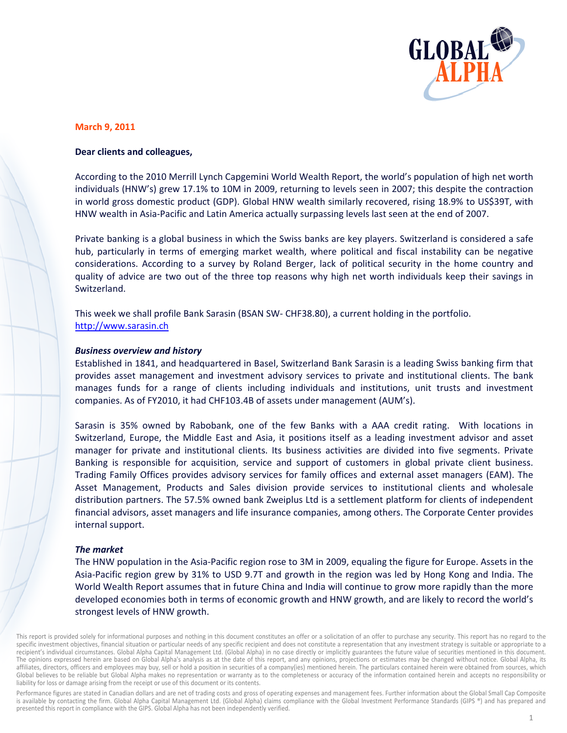**March 9, 2011**

**Dear clients and colleagues,**

According to the 2010 Merrill Lynch Capgemini World Wealth Report, the world's population of high net worth individuals (HNW's) grew 17.1% to 10M in 2009, returning to levels seen in 2007; this despite the contraction in world gross domestic product (GDP). Global HNW wealth similarly recovered, rising 18.9% to US$39T, with HNW wealth in Asia-Pacific and Latin America actually surpassing levels last seen at the end of 2007.

Private banking is a global business in which the Swiss banks are key players. Switzerland is considered a safe hub, particularly in terms of emerging market wealth, where political and fiscal instability can be negative considerations. According to a survey by Roland Berger, lack of political security in the home country and quality of advice are two out of the three top reasons why high net worth individuals keep their savings in Switzerland.

This week we shall profile Bank Sarasin (BSAN SW- CHF38.80), a current holding in the portfolio.
[http://www.sarasin.ch](http://www.sarasin.ch)

***Business overview and history***

Established in 1841, and headquartered in Basel, Switzerland Bank Sarasin is a leading Swiss banking firm that provides asset management and investment advisory services to private and institutional clients. The bank manages funds for a range of clients including individuals and institutions, unit trusts and investment companies. As of FY2010, it had CHF103.4B of assets under management (AUM's).

Sarasin is 35% owned by Rabobank, one of the few Banks with a AAA credit rating. With locations in Switzerland, Europe, the Middle East and Asia, it positions itself as a leading investment advisor and asset manager for private and institutional clients. Its business activities are divided into five segments. Private Banking is responsible for acquisition, service and support of customers in global private client business. Trading Family Offices provides advisory services for family offices and external asset managers (EAM). The Asset Management, Products and Sales division provide services to institutional clients and wholesale distribution partners. The 57.5% owned bank Zweiplus Ltd is a settlement platform for clients of independent financial advisors, asset managers and life insurance companies, among others. The Corporate Center provides internal support.

***The market***

The HNW population in the Asia-Pacific region rose to 3M in 2009, equaling the figure for Europe. Assets in the Asia-Pacific region grew by 31% to USD 9.7T and growth in the region was led by Hong Kong and India. The World Wealth Report assumes that in future China and India will continue to grow more rapidly than the more developed economies both in terms of economic growth and HNW growth, and are likely to record the world's strongest levels of HNW growth.

This report is provided solely for informational purposes and nothing in this document constitutes an offer or a solicitation of an offer to purchase any security. This report has no regard to the specific investment objectives, financial situation or particular needs of any specific recipient and does not constitute a representation that any investment strategy is suitable or appropriate to a recipient's individual circumstances. Global Alpha Capital Management Ltd. (Global Alpha) in no case directly or implicitly guarantees the future value of securities mentioned in this document. The opinions expressed herein are based on Global Alpha's analysis as at the date of this report, and any opinions, projections or estimates may be changed without notice. Global Alpha, its affiliates, directors, officers and employees may buy, sell or hold a position in securities of a company(ies) mentioned herein. The particulars contained herein were obtained from sources, which Global believes to be reliable but Global Alpha makes no representation or warranty as to the completeness or accuracy of the information contained herein and accepts no responsibility or liability for loss or damage arising from the receipt or use of this document or its contents.

Performance figures are stated in Canadian dollars and are net of trading costs and gross of operating expenses and management fees. Further information about the Global Small Cap Composite is available by contacting the firm. Global Alpha Capital Management Ltd. (Global Alpha) claims compliance with the Global Investment Performance Standards (GIPS ®) and has prepared and presented this report in compliance with the GIPS. Global Alpha has not been independently verified.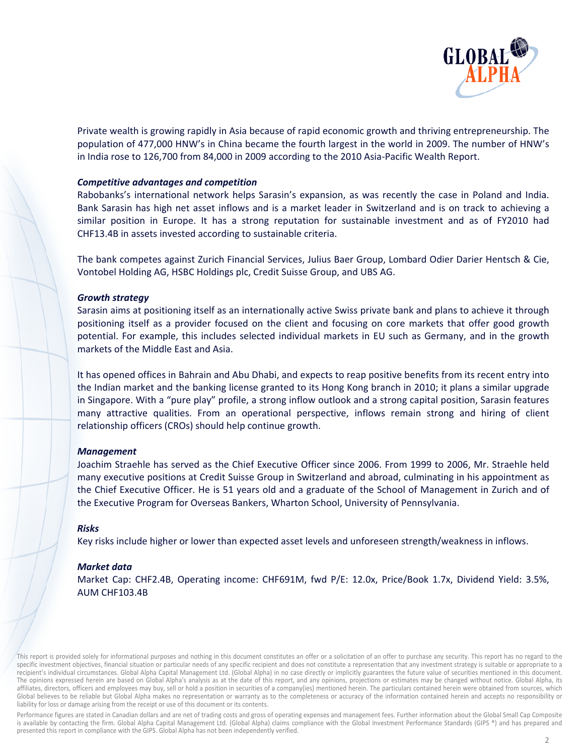Private wealth is growing rapidly in Asia because of rapid economic growth and thriving entrepreneurship. The population of 477,000 HNW's in China became the fourth largest in the world in 2009. The number of HNW's in India rose to 126,700 from 84,000 in 2009 according to the 2010 Asia-Pacific Wealth Report.

***Competitive advantages and competition***

Rabobanks's international network helps Sarasin's expansion, as was recently the case in Poland and India. Bank Sarasin has high net asset inflows and is a market leader in Switzerland and is on track to achieving a similar position in Europe. It has a strong reputation for sustainable investment and as of FY2010 had CHF13.4B in assets invested according to sustainable criteria.

The bank competes against Zurich Financial Services, Julius Baer Group, Lombard Odier Darier Hentsch & Cie, Vontobel Holding AG, HSBC Holdings plc, Credit Suisse Group, and UBS AG.

***Growth strategy***

Sarasin aims at positioning itself as an internationally active Swiss private bank and plans to achieve it through positioning itself as a provider focused on the client and focusing on core markets that offer good growth potential. For example, this includes selected individual markets in EU such as Germany, and in the growth markets of the Middle East and Asia.

It has opened offices in Bahrain and Abu Dhabi, and expects to reap positive benefits from its recent entry into the Indian market and the banking license granted to its Hong Kong branch in 2010; it plans a similar upgrade in Singapore. With a "pure play" profile, a strong inflow outlook and a strong capital position, Sarasin features many attractive qualities. From an operational perspective, inflows remain strong and hiring of client relationship officers (CROs) should help continue growth.

***Management***

Joachim Straehle has served as the Chief Executive Officer since 2006. From 1999 to 2006, Mr. Straehle held many executive positions at Credit Suisse Group in Switzerland and abroad, culminating in his appointment as the Chief Executive Officer. He is 51 years old and a graduate of the School of Management in Zurich and of the Executive Program for Overseas Bankers, Wharton School, University of Pennsylvania.

***Risks***

Key risks include higher or lower than expected asset levels and unforeseen strength/weakness in inflows.

***Market data***

Market Cap: CHF2.4B, Operating income: CHF691M, fwd P/E: 12.0x, Price/Book 1.7x, Dividend Yield: 3.5%, AUM CHF103.4B

This report is provided solely for informational purposes and nothing in this document constitutes an offer or a solicitation of an offer to purchase any security. This report has no regard to the specific investment objectives, financial situation or particular needs of any specific recipient and does not constitute a representation that any investment strategy is suitable or appropriate to a recipient's individual circumstances. Global Alpha Capital Management Ltd. (Global Alpha) in no case directly or implicitly guarantees the future value of securities mentioned in this document. The opinions expressed herein are based on Global Alpha's analysis as at the date of this report, and any opinions, projections or estimates may be changed without notice. Global Alpha, its affiliates, directors, officers and employees may buy, sell or hold a position in securities of a company(ies) mentioned herein. The particulars contained herein were obtained from sources, which Global believes to be reliable but Global Alpha makes no representation or warranty as to the completeness or accuracy of the information contained herein and accepts no responsibility or liability for loss or damage arising from the receipt or use of this document or its contents.

Performance figures are stated in Canadian dollars and are net of trading costs and gross of operating expenses and management fees. Further information about the Global Small Cap Composite is available by contacting the firm. Global Alpha Capital Management Ltd. (Global Alpha) claims compliance with the Global Investment Performance Standards (GIPS ®) and has prepared and presented this report in compliance with the GIPS. Global Alpha has not been independently verified.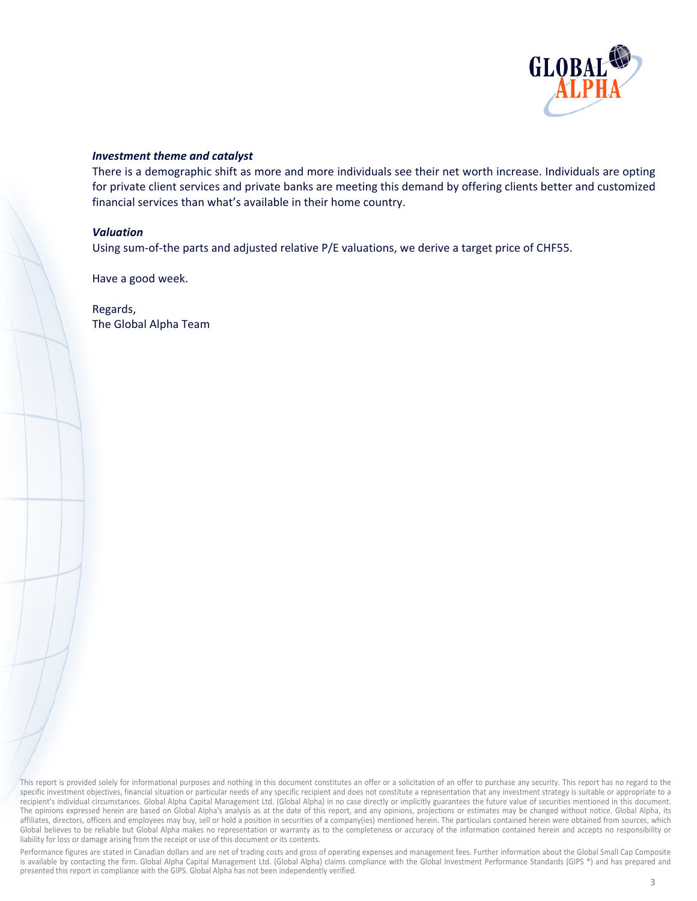***Investment theme and catalyst***

There is a demographic shift as more and more individuals see their net worth increase. Individuals are opting for private client services and private banks are meeting this demand by offering clients better and customized financial services than what's available in their home country.

***Valuation***

Using sum-of-the parts and adjusted relative P/E valuations, we derive a target price of CHF55.

Have a good week.

Regards,
The Global Alpha Team

This report is provided solely for informational purposes and nothing in this document constitutes an offer or a solicitation of an offer to purchase any security. This report has no regard to the specific investment objectives, financial situation or particular needs of any specific recipient and does not constitute a representation that any investment strategy is suitable or appropriate to a recipient's individual circumstances. Global Alpha Capital Management Ltd. (Global Alpha) in no case directly or implicitly guarantees the future value of securities mentioned in this document. The opinions expressed herein are based on Global Alpha's analysis as at the date of this report, and any opinions, projections or estimates may be changed without notice. Global Alpha, its affiliates, directors, officers and employees may buy, sell or hold a position in securities of a company(ies) mentioned herein. The particulars contained herein were obtained from sources, which Global believes to be reliable but Global Alpha makes no representation or warranty as to the completeness or accuracy of the information contained herein and accepts no responsibility or liability for loss or damage arising from the receipt or use of this document or its contents.

Performance figures are stated in Canadian dollars and are net of trading costs and gross of operating expenses and management fees. Further information about the Global Small Cap Composite is available by contacting the firm. Global Alpha Capital Management Ltd. (Global Alpha) claims compliance with the Global Investment Performance Standards (GIPS ®) and has prepared and presented this report in compliance with the GIPS. Global Alpha has not been independently verified.